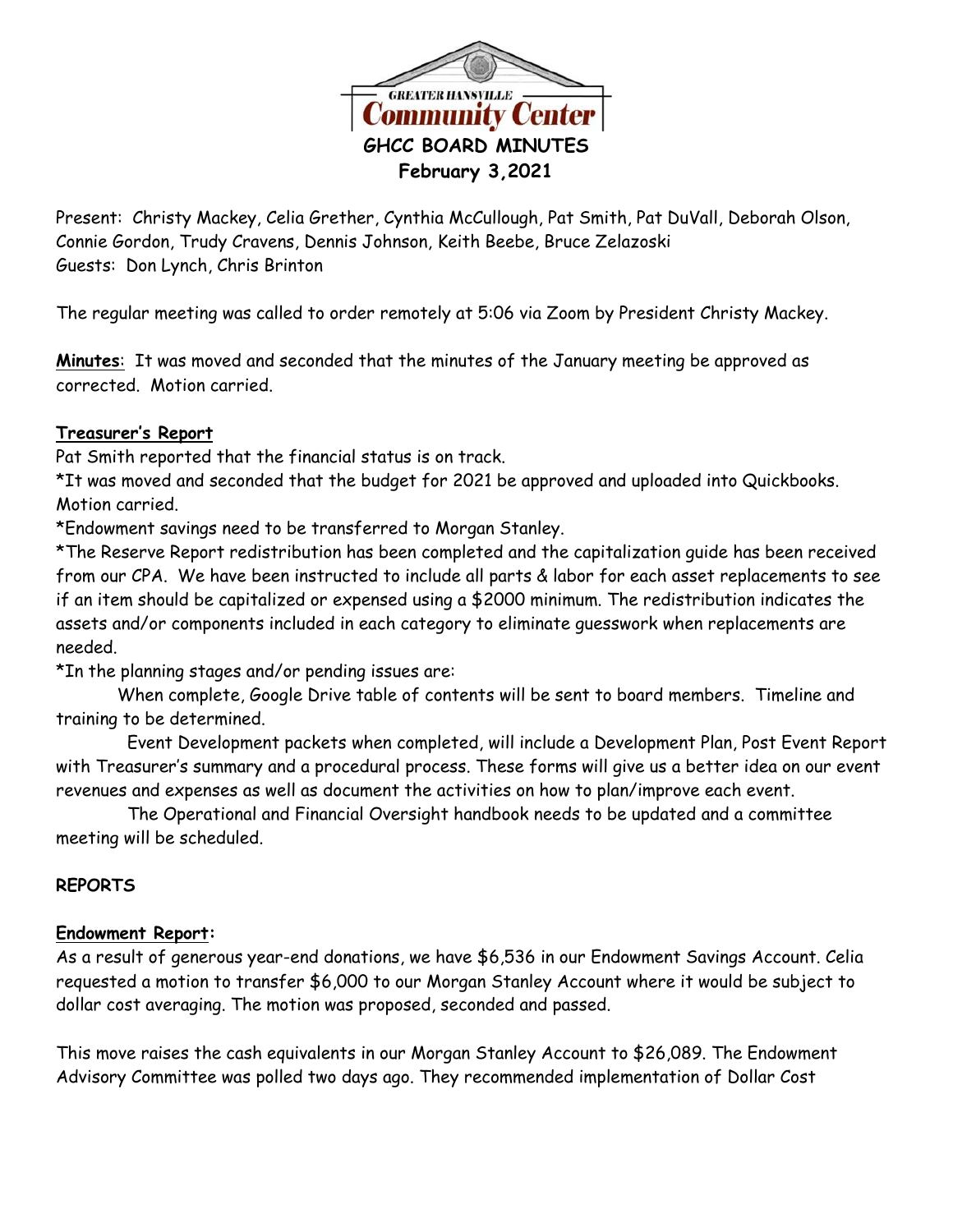GREATER HANSVILLE
Community Center

# GHCC BOARD MINUTES

**February 3,2021**

Present: Christy Mackey, Celia Grether, Cynthia McCullough, Pat Smith, Pat DuVall, Deborah Olson, Connie Gordon, Trudy Cravens, Dennis Johnson, Keith Beebe, Bruce Zelazoski
Guests: Don Lynch, Chris Brinton

The regular meeting was called to order remotely at 5:06 via Zoom by President Christy Mackey.

**Minutes**: It was moved and seconded that the minutes of the January meeting be approved as corrected. Motion carried.

**Treasurer's Report**

Pat Smith reported that the financial status is on track.

*It was moved and seconded that the budget for 2021 be approved and uploaded into Quickbooks. Motion carried.

*Endowment savings need to be transferred to Morgan Stanley.

*The Reserve Report redistribution has been completed and the capitalization guide has been received from our CPA. We have been instructed to include all parts & labor for each asset replacements to see if an item should be capitalized or expensed using a $2000 minimum. The redistribution indicates the assets and/or components included in each category to eliminate guesswork when replacements are needed.

*In the planning stages and/or pending issues are:

When complete, Google Drive table of contents will be sent to board members. Timeline and training to be determined.

Event Development packets when completed, will include a Development Plan, Post Event Report with Treasurer's summary and a procedural process. These forms will give us a better idea on our event revenues and expenses as well as document the activities on how to plan/improve each event.

The Operational and Financial Oversight handbook needs to be updated and a committee meeting will be scheduled.

**REPORTS**

**Endowment Report:**

As a result of generous year-end donations, we have $6,536 in our Endowment Savings Account. Celia requested a motion to transfer $6,000 to our Morgan Stanley Account where it would be subject to dollar cost averaging. The motion was proposed, seconded and passed.

This move raises the cash equivalents in our Morgan Stanley Account to $26,089. The Endowment Advisory Committee was polled two days ago. They recommended implementation of Dollar Cost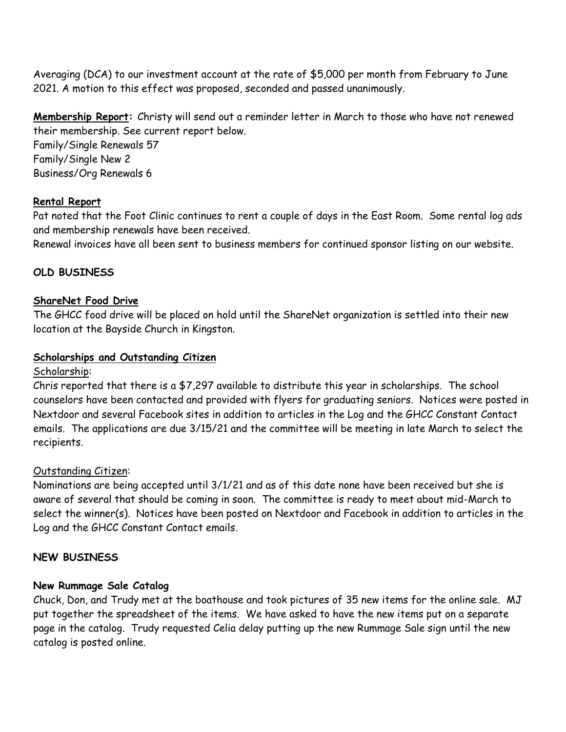Averaging (DCA) to our investment account at the rate of $5,000 per month from February to June 2021. A motion to this effect was proposed, seconded and passed unanimously.

**Membership Report:** Christy will send out a reminder letter in March to those who have not renewed their membership. See current report below.
Family/Single Renewals 57
Family/Single New 2
Business/Org Renewals 6

**Rental Report**

Pat noted that the Foot Clinic continues to rent a couple of days in the East Room. Some rental log ads and membership renewals have been received.
Renewal invoices have all been sent to business members for continued sponsor listing on our website.

**OLD BUSINESS**

**ShareNet Food Drive**

The GHCC food drive will be placed on hold until the ShareNet organization is settled into their new location at the Bayside Church in Kingston.

**Scholarships and Outstanding Citizen**

Scholarship:

Chris reported that there is a $7,297 available to distribute this year in scholarships. The school counselors have been contacted and provided with flyers for graduating seniors. Notices were posted in Nextdoor and several Facebook sites in addition to articles in the Log and the GHCC Constant Contact emails. The applications are due 3/15/21 and the committee will be meeting in late March to select the recipients.

Outstanding Citizen:

Nominations are being accepted until 3/1/21 and as of this date none have been received but she is aware of several that should be coming in soon. The committee is ready to meet about mid-March to select the winner(s). Notices have been posted on Nextdoor and Facebook in addition to articles in the Log and the GHCC Constant Contact emails.

**NEW BUSINESS**

**New Rummage Sale Catalog**

Chuck, Don, and Trudy met at the boathouse and took pictures of 35 new items for the online sale. MJ put together the spreadsheet of the items. We have asked to have the new items put on a separate page in the catalog. Trudy requested Celia delay putting up the new Rummage Sale sign until the new catalog is posted online.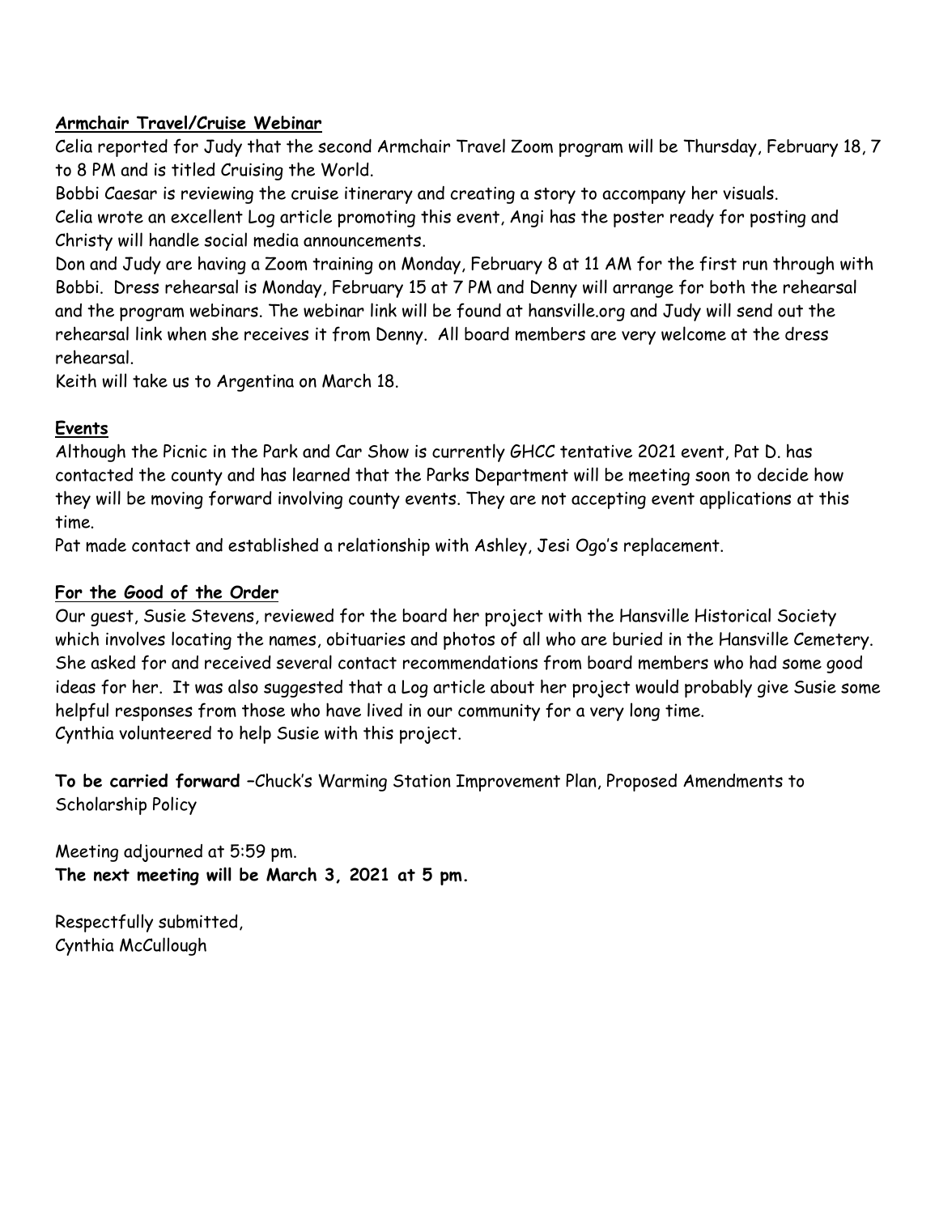**Armchair Travel/Cruise Webinar**

Celia reported for Judy that the second Armchair Travel Zoom program will be Thursday, February 18, 7 to 8 PM and is titled Cruising the World.

Bobbi Caesar is reviewing the cruise itinerary and creating a story to accompany her visuals.

Celia wrote an excellent Log article promoting this event, Angi has the poster ready for posting and Christy will handle social media announcements.

Don and Judy are having a Zoom training on Monday, February 8 at 11 AM for the first run through with Bobbi. Dress rehearsal is Monday, February 15 at 7 PM and Denny will arrange for both the rehearsal and the program webinars. The webinar link will be found at hansville.org and Judy will send out the rehearsal link when she receives it from Denny. All board members are very welcome at the dress rehearsal.

Keith will take us to Argentina on March 18.

**Events**

Although the Picnic in the Park and Car Show is currently GHCC tentative 2021 event, Pat D. has contacted the county and has learned that the Parks Department will be meeting soon to decide how they will be moving forward involving county events. They are not accepting event applications at this time.

Pat made contact and established a relationship with Ashley, Jesi Ogo's replacement.

**For the Good of the Order**

Our guest, Susie Stevens, reviewed for the board her project with the Hansville Historical Society which involves locating the names, obituaries and photos of all who are buried in the Hansville Cemetery. She asked for and received several contact recommendations from board members who had some good ideas for her. It was also suggested that a Log article about her project would probably give Susie some helpful responses from those who have lived in our community for a very long time.

Cynthia volunteered to help Susie with this project.

**To be carried forward** –Chuck's Warming Station Improvement Plan, Proposed Amendments to Scholarship Policy

Meeting adjourned at 5:59 pm.

**The next meeting will be March 3, 2021 at 5 pm.**

Respectfully submitted,
Cynthia McCullough